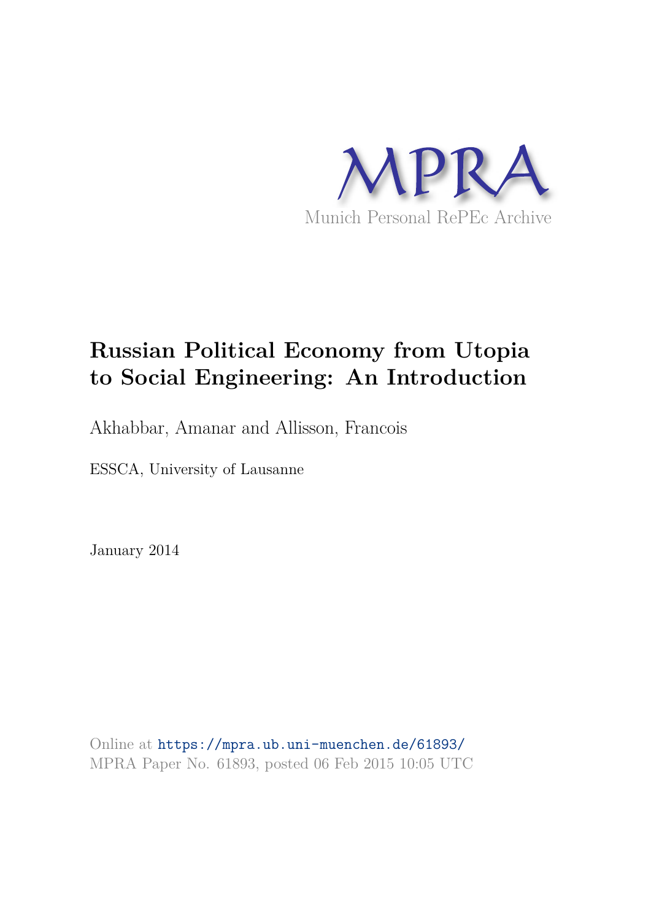MPRA

Munich Personal RePEc Archive

# Russian Political Economy from Utopia to Social Engineering: An Introduction

Akhabbar, Amanar and Allisson, Francois

ESSCA, University of Lausanne

January 2014

Online at https://mpra.ub.uni-muenchen.de/61893/
MPRA Paper No. 61893, posted 06 Feb 2015 10:05 UTC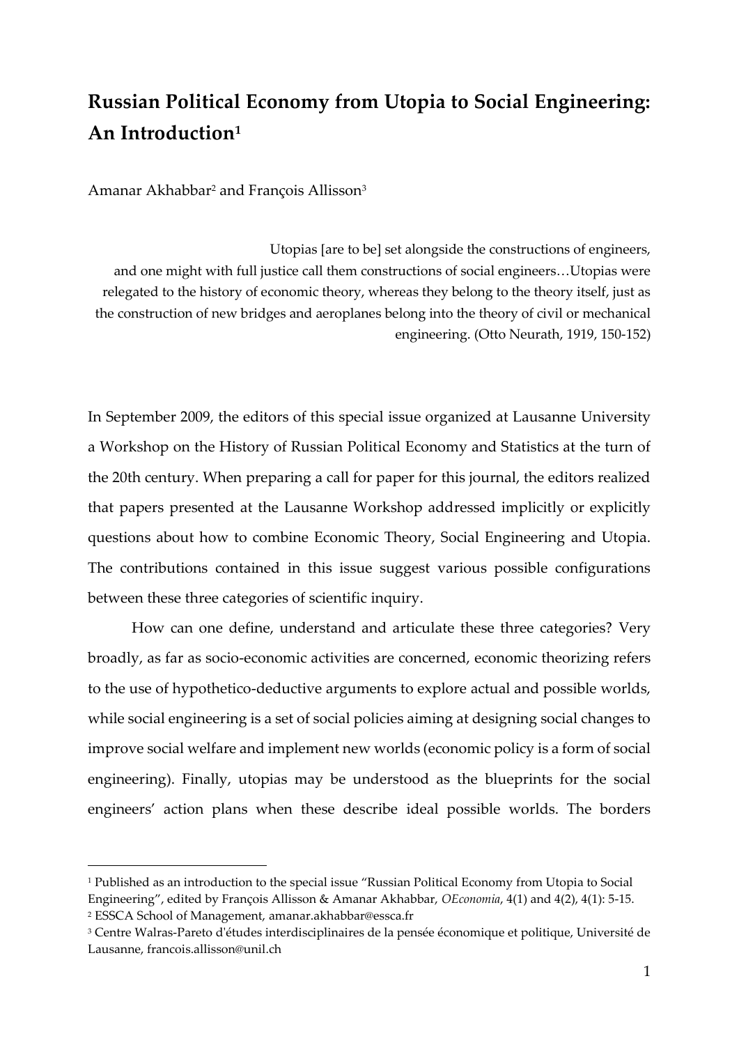# Russian Political Economy from Utopia to Social Engineering: An Introduction[1]

Amanar Akhabbar[2] and François Allisson[3]

> Utopias [are to be] set alongside the constructions of engineers, and one might with full justice call them constructions of social engineers…Utopias were relegated to the history of economic theory, whereas they belong to the theory itself, just as the construction of new bridges and aeroplanes belong into the theory of civil or mechanical engineering. (Otto Neurath, 1919, 150-152)

In September 2009, the editors of this special issue organized at Lausanne University a Workshop on the History of Russian Political Economy and Statistics at the turn of the 20th century. When preparing a call for paper for this journal, the editors realized that papers presented at the Lausanne Workshop addressed implicitly or explicitly questions about how to combine Economic Theory, Social Engineering and Utopia. The contributions contained in this issue suggest various possible configurations between these three categories of scientific inquiry.

How can one define, understand and articulate these three categories? Very broadly, as far as socio-economic activities are concerned, economic theorizing refers to the use of hypothetico-deductive arguments to explore actual and possible worlds, while social engineering is a set of social policies aiming at designing social changes to improve social welfare and implement new worlds (economic policy is a form of social engineering). Finally, utopias may be understood as the blueprints for the social engineers' action plans when these describe ideal possible worlds. The borders

---

[1] Published as an introduction to the special issue "Russian Political Economy from Utopia to Social Engineering", edited by François Allisson & Amanar Akhabbar, *OEconomia*, 4(1) and 4(2), 4(1): 5-15.

[2] ESSCA School of Management, amanar.akhabbar@essca.fr

[3] Centre Walras-Pareto d'études interdisciplinaires de la pensée économique et politique, Université de Lausanne, francois.allisson@unil.ch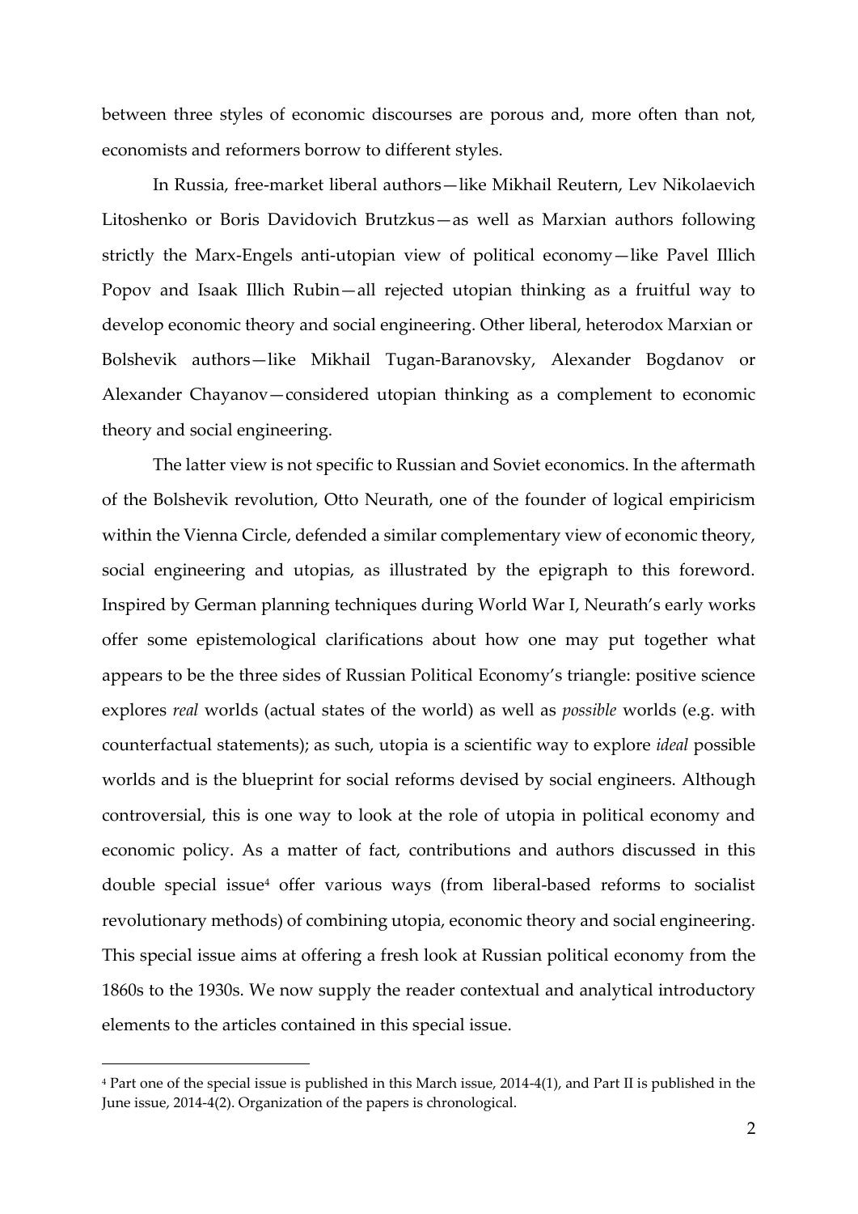between three styles of economic discourses are porous and, more often than not, economists and reformers borrow to different styles.

In Russia, free-market liberal authors—like Mikhail Reutern, Lev Nikolaevich Litoshenko or Boris Davidovich Brutzkus—as well as Marxian authors following strictly the Marx-Engels anti-utopian view of political economy—like Pavel Illich Popov and Isaak Illich Rubin—all rejected utopian thinking as a fruitful way to develop economic theory and social engineering. Other liberal, heterodox Marxian or Bolshevik authors—like Mikhail Tugan-Baranovsky, Alexander Bogdanov or Alexander Chayanov—considered utopian thinking as a complement to economic theory and social engineering.

The latter view is not specific to Russian and Soviet economics. In the aftermath of the Bolshevik revolution, Otto Neurath, one of the founder of logical empiricism within the Vienna Circle, defended a similar complementary view of economic theory, social engineering and utopias, as illustrated by the epigraph to this foreword. Inspired by German planning techniques during World War I, Neurath's early works offer some epistemological clarifications about how one may put together what appears to be the three sides of Russian Political Economy's triangle: positive science explores *real* worlds (actual states of the world) as well as *possible* worlds (e.g. with counterfactual statements); as such, utopia is a scientific way to explore *ideal* possible worlds and is the blueprint for social reforms devised by social engineers. Although controversial, this is one way to look at the role of utopia in political economy and economic policy. As a matter of fact, contributions and authors discussed in this double special issue[4] offer various ways (from liberal-based reforms to socialist revolutionary methods) of combining utopia, economic theory and social engineering. This special issue aims at offering a fresh look at Russian political economy from the 1860s to the 1930s. We now supply the reader contextual and analytical introductory elements to the articles contained in this special issue.

[4] Part one of the special issue is published in this March issue, 2014-4(1), and Part II is published in the June issue, 2014-4(2). Organization of the papers is chronological.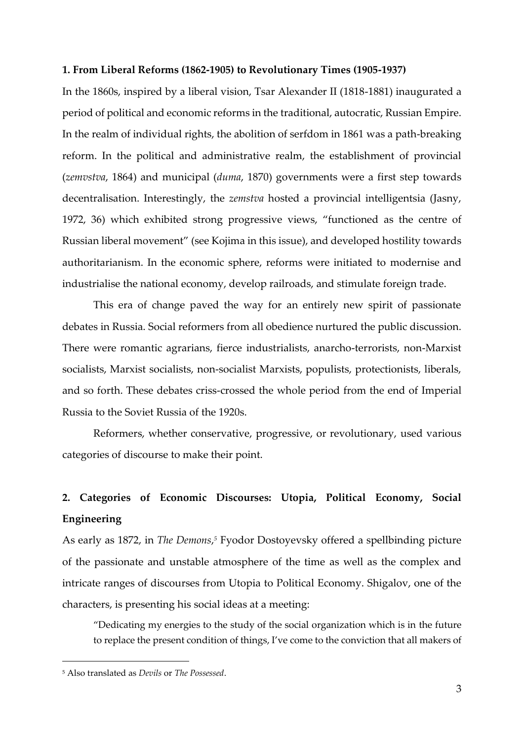## 1. From Liberal Reforms (1862-1905) to Revolutionary Times (1905-1937)

In the 1860s, inspired by a liberal vision, Tsar Alexander II (1818-1881) inaugurated a period of political and economic reforms in the traditional, autocratic, Russian Empire. In the realm of individual rights, the abolition of serfdom in 1861 was a path-breaking reform. In the political and administrative realm, the establishment of provincial (*zemvstva*, 1864) and municipal (*duma*, 1870) governments were a first step towards decentralisation. Interestingly, the *zemstva* hosted a provincial intelligentsia (Jasny, 1972, 36) which exhibited strong progressive views, "functioned as the centre of Russian liberal movement" (see Kojima in this issue), and developed hostility towards authoritarianism. In the economic sphere, reforms were initiated to modernise and industrialise the national economy, develop railroads, and stimulate foreign trade.

This era of change paved the way for an entirely new spirit of passionate debates in Russia. Social reformers from all obedience nurtured the public discussion. There were romantic agrarians, fierce industrialists, anarcho-terrorists, non-Marxist socialists, Marxist socialists, non-socialist Marxists, populists, protectionists, liberals, and so forth. These debates criss-crossed the whole period from the end of Imperial Russia to the Soviet Russia of the 1920s.

Reformers, whether conservative, progressive, or revolutionary, used various categories of discourse to make their point.

## 2. Categories of Economic Discourses: Utopia, Political Economy, Social Engineering

As early as 1872, in *The Demons*,[5] Fyodor Dostoyevsky offered a spellbinding picture of the passionate and unstable atmosphere of the time as well as the complex and intricate ranges of discourses from Utopia to Political Economy. Shigalov, one of the characters, is presenting his social ideas at a meeting:

> "Dedicating my energies to the study of the social organization which is in the future to replace the present condition of things, I've come to the conviction that all makers of

[5] Also translated as *Devils* or *The Possessed*.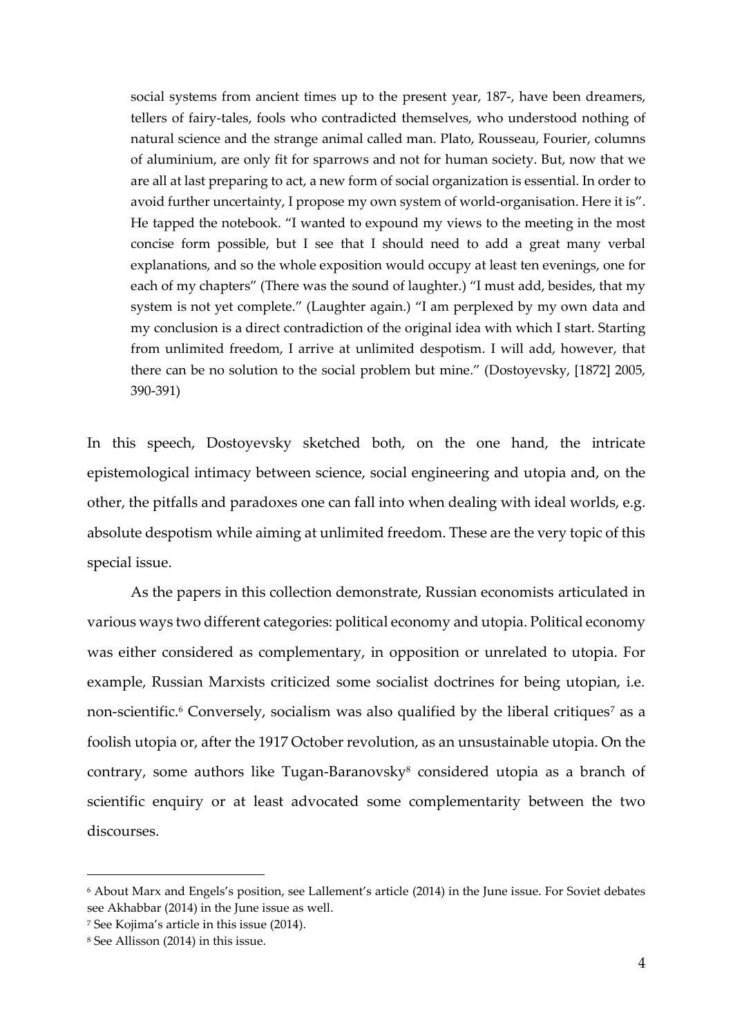> social systems from ancient times up to the present year, 187-, have been dreamers, tellers of fairy-tales, fools who contradicted themselves, who understood nothing of natural science and the strange animal called man. Plato, Rousseau, Fourier, columns of aluminium, are only fit for sparrows and not for human society. But, now that we are all at last preparing to act, a new form of social organization is essential. In order to avoid further uncertainty, I propose my own system of world-organisation. Here it is". He tapped the notebook. "I wanted to expound my views to the meeting in the most concise form possible, but I see that I should need to add a great many verbal explanations, and so the whole exposition would occupy at least ten evenings, one for each of my chapters" (There was the sound of laughter.) "I must add, besides, that my system is not yet complete." (Laughter again.) "I am perplexed by my own data and my conclusion is a direct contradiction of the original idea with which I start. Starting from unlimited freedom, I arrive at unlimited despotism. I will add, however, that there can be no solution to the social problem but mine." (Dostoyevsky, [1872] 2005, 390-391)

In this speech, Dostoyevsky sketched both, on the one hand, the intricate epistemological intimacy between science, social engineering and utopia and, on the other, the pitfalls and paradoxes one can fall into when dealing with ideal worlds, e.g. absolute despotism while aiming at unlimited freedom. These are the very topic of this special issue.

As the papers in this collection demonstrate, Russian economists articulated in various ways two different categories: political economy and utopia. Political economy was either considered as complementary, in opposition or unrelated to utopia. For example, Russian Marxists criticized some socialist doctrines for being utopian, i.e. non-scientific.[6] Conversely, socialism was also qualified by the liberal critiques[7] as a foolish utopia or, after the 1917 October revolution, as an unsustainable utopia. On the contrary, some authors like Tugan-Baranovsky[8] considered utopia as a branch of scientific enquiry or at least advocated some complementarity between the two discourses.

---

[6] About Marx and Engels's position, see Lallement's article (2014) in the June issue. For Soviet debates see Akhabbar (2014) in the June issue as well.

[7] See Kojima's article in this issue (2014).

[8] See Allisson (2014) in this issue.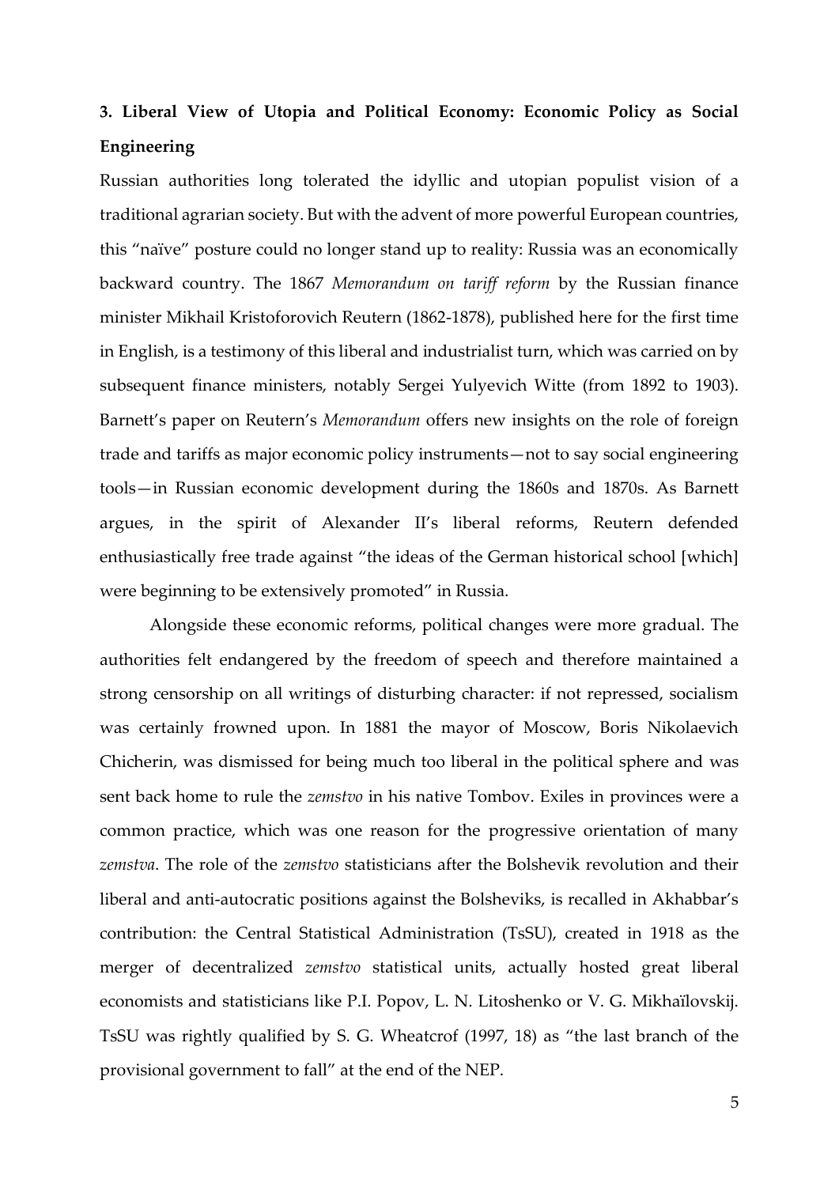## 3. Liberal View of Utopia and Political Economy: Economic Policy as Social Engineering

Russian authorities long tolerated the idyllic and utopian populist vision of a traditional agrarian society. But with the advent of more powerful European countries, this "naïve" posture could no longer stand up to reality: Russia was an economically backward country. The 1867 *Memorandum on tariff reform* by the Russian finance minister Mikhail Kristoforovich Reutern (1862-1878), published here for the first time in English, is a testimony of this liberal and industrialist turn, which was carried on by subsequent finance ministers, notably Sergei Yulyevich Witte (from 1892 to 1903). Barnett's paper on Reutern's *Memorandum* offers new insights on the role of foreign trade and tariffs as major economic policy instruments—not to say social engineering tools—in Russian economic development during the 1860s and 1870s. As Barnett argues, in the spirit of Alexander II's liberal reforms, Reutern defended enthusiastically free trade against "the ideas of the German historical school [which] were beginning to be extensively promoted" in Russia.

Alongside these economic reforms, political changes were more gradual. The authorities felt endangered by the freedom of speech and therefore maintained a strong censorship on all writings of disturbing character: if not repressed, socialism was certainly frowned upon. In 1881 the mayor of Moscow, Boris Nikolaevich Chicherin, was dismissed for being much too liberal in the political sphere and was sent back home to rule the *zemstvo* in his native Tombov. Exiles in provinces were a common practice, which was one reason for the progressive orientation of many *zemstva*. The role of the *zemstvo* statisticians after the Bolshevik revolution and their liberal and anti-autocratic positions against the Bolsheviks, is recalled in Akhabbar's contribution: the Central Statistical Administration (TsSU), created in 1918 as the merger of decentralized *zemstvo* statistical units, actually hosted great liberal economists and statisticians like P.I. Popov, L. N. Litoshenko or V. G. Mikhaïlovskij. TsSU was rightly qualified by S. G. Wheatcrof (1997, 18) as "the last branch of the provisional government to fall" at the end of the NEP.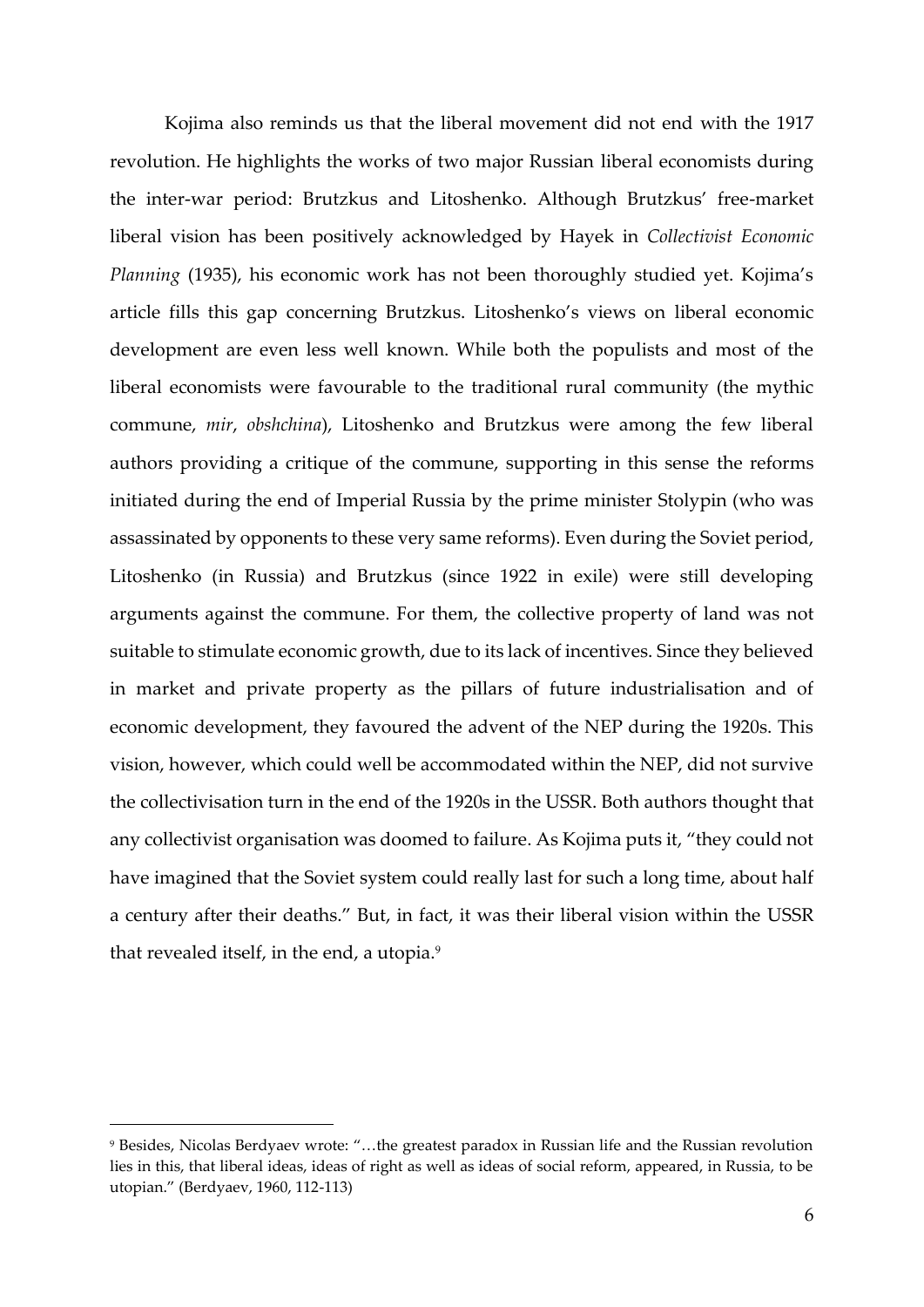Kojima also reminds us that the liberal movement did not end with the 1917 revolution. He highlights the works of two major Russian liberal economists during the inter-war period: Brutzkus and Litoshenko. Although Brutzkus' free-market liberal vision has been positively acknowledged by Hayek in *Collectivist Economic Planning* (1935), his economic work has not been thoroughly studied yet. Kojima's article fills this gap concerning Brutzkus. Litoshenko's views on liberal economic development are even less well known. While both the populists and most of the liberal economists were favourable to the traditional rural community (the mythic commune, *mir*, *obshchina*), Litoshenko and Brutzkus were among the few liberal authors providing a critique of the commune, supporting in this sense the reforms initiated during the end of Imperial Russia by the prime minister Stolypin (who was assassinated by opponents to these very same reforms). Even during the Soviet period, Litoshenko (in Russia) and Brutzkus (since 1922 in exile) were still developing arguments against the commune. For them, the collective property of land was not suitable to stimulate economic growth, due to its lack of incentives. Since they believed in market and private property as the pillars of future industrialisation and of economic development, they favoured the advent of the NEP during the 1920s. This vision, however, which could well be accommodated within the NEP, did not survive the collectivisation turn in the end of the 1920s in the USSR. Both authors thought that any collectivist organisation was doomed to failure. As Kojima puts it, "they could not have imagined that the Soviet system could really last for such a long time, about half a century after their deaths." But, in fact, it was their liberal vision within the USSR that revealed itself, in the end, a utopia.[9]

[9] Besides, Nicolas Berdyaev wrote: "…the greatest paradox in Russian life and the Russian revolution lies in this, that liberal ideas, ideas of right as well as ideas of social reform, appeared, in Russia, to be utopian." (Berdyaev, 1960, 112-113)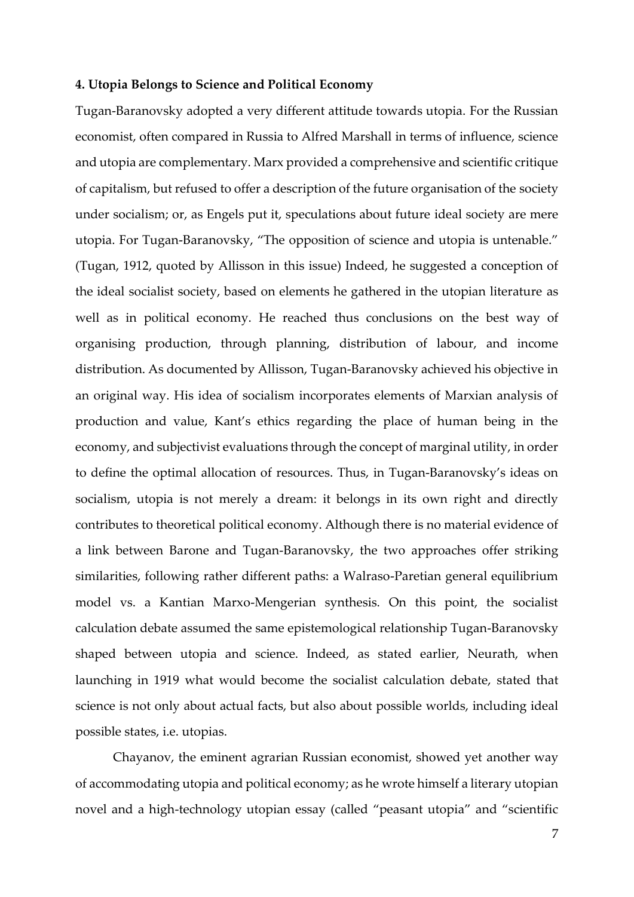#### 4. Utopia Belongs to Science and Political Economy

Tugan-Baranovsky adopted a very different attitude towards utopia. For the Russian economist, often compared in Russia to Alfred Marshall in terms of influence, science and utopia are complementary. Marx provided a comprehensive and scientific critique of capitalism, but refused to offer a description of the future organisation of the society under socialism; or, as Engels put it, speculations about future ideal society are mere utopia. For Tugan-Baranovsky, "The opposition of science and utopia is untenable." (Tugan, 1912, quoted by Allisson in this issue) Indeed, he suggested a conception of the ideal socialist society, based on elements he gathered in the utopian literature as well as in political economy. He reached thus conclusions on the best way of organising production, through planning, distribution of labour, and income distribution. As documented by Allisson, Tugan-Baranovsky achieved his objective in an original way. His idea of socialism incorporates elements of Marxian analysis of production and value, Kant's ethics regarding the place of human being in the economy, and subjectivist evaluations through the concept of marginal utility, in order to define the optimal allocation of resources. Thus, in Tugan-Baranovsky's ideas on socialism, utopia is not merely a dream: it belongs in its own right and directly contributes to theoretical political economy. Although there is no material evidence of a link between Barone and Tugan-Baranovsky, the two approaches offer striking similarities, following rather different paths: a Walraso-Paretian general equilibrium model vs. a Kantian Marxo-Mengerian synthesis. On this point, the socialist calculation debate assumed the same epistemological relationship Tugan-Baranovsky shaped between utopia and science. Indeed, as stated earlier, Neurath, when launching in 1919 what would become the socialist calculation debate, stated that science is not only about actual facts, but also about possible worlds, including ideal possible states, i.e. utopias.

Chayanov, the eminent agrarian Russian economist, showed yet another way of accommodating utopia and political economy; as he wrote himself a literary utopian novel and a high-technology utopian essay (called "peasant utopia" and "scientific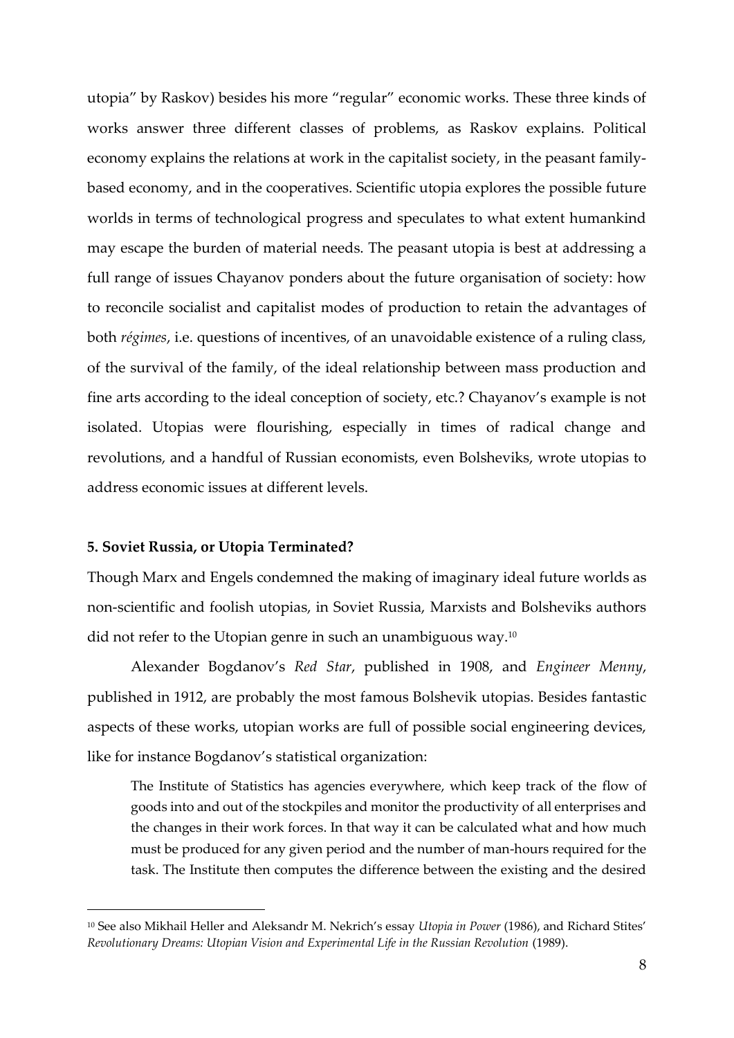utopia" by Raskov) besides his more "regular" economic works. These three kinds of works answer three different classes of problems, as Raskov explains. Political economy explains the relations at work in the capitalist society, in the peasant family-based economy, and in the cooperatives. Scientific utopia explores the possible future worlds in terms of technological progress and speculates to what extent humankind may escape the burden of material needs. The peasant utopia is best at addressing a full range of issues Chayanov ponders about the future organisation of society: how to reconcile socialist and capitalist modes of production to retain the advantages of both *régimes*, i.e. questions of incentives, of an unavoidable existence of a ruling class, of the survival of the family, of the ideal relationship between mass production and fine arts according to the ideal conception of society, etc.? Chayanov's example is not isolated. Utopias were flourishing, especially in times of radical change and revolutions, and a handful of Russian economists, even Bolsheviks, wrote utopias to address economic issues at different levels.

### 5. Soviet Russia, or Utopia Terminated?

Though Marx and Engels condemned the making of imaginary ideal future worlds as non-scientific and foolish utopias, in Soviet Russia, Marxists and Bolsheviks authors did not refer to the Utopian genre in such an unambiguous way.[10]

Alexander Bogdanov's *Red Star*, published in 1908, and *Engineer Menny*, published in 1912, are probably the most famous Bolshevik utopias. Besides fantastic aspects of these works, utopian works are full of possible social engineering devices, like for instance Bogdanov's statistical organization:

> The Institute of Statistics has agencies everywhere, which keep track of the flow of goods into and out of the stockpiles and monitor the productivity of all enterprises and the changes in their work forces. In that way it can be calculated what and how much must be produced for any given period and the number of man-hours required for the task. The Institute then computes the difference between the existing and the desired

[10] See also Mikhail Heller and Aleksandr M. Nekrich's essay *Utopia in Power* (1986), and Richard Stites' *Revolutionary Dreams: Utopian Vision and Experimental Life in the Russian Revolution* (1989).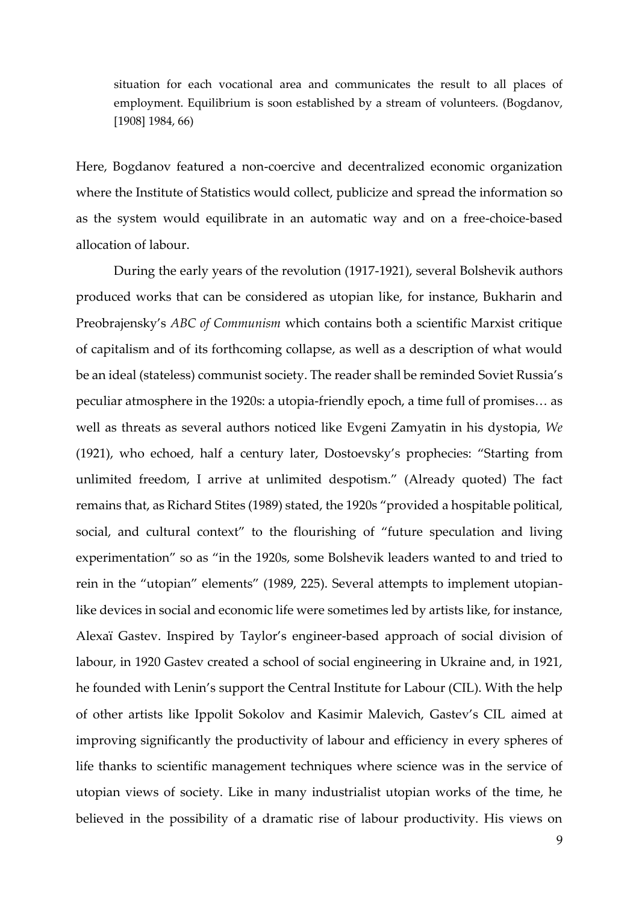> situation for each vocational area and communicates the result to all places of employment. Equilibrium is soon established by a stream of volunteers. (Bogdanov, [1908] 1984, 66)

Here, Bogdanov featured a non-coercive and decentralized economic organization where the Institute of Statistics would collect, publicize and spread the information so as the system would equilibrate in an automatic way and on a free-choice-based allocation of labour.

During the early years of the revolution (1917-1921), several Bolshevik authors produced works that can be considered as utopian like, for instance, Bukharin and Preobrajensky's *ABC of Communism* which contains both a scientific Marxist critique of capitalism and of its forthcoming collapse, as well as a description of what would be an ideal (stateless) communist society. The reader shall be reminded Soviet Russia's peculiar atmosphere in the 1920s: a utopia-friendly epoch, a time full of promises… as well as threats as several authors noticed like Evgeni Zamyatin in his dystopia, *We* (1921), who echoed, half a century later, Dostoevsky's prophecies: "Starting from unlimited freedom, I arrive at unlimited despotism." (Already quoted) The fact remains that, as Richard Stites (1989) stated, the 1920s "provided a hospitable political, social, and cultural context" to the flourishing of "future speculation and living experimentation" so as "in the 1920s, some Bolshevik leaders wanted to and tried to rein in the "utopian" elements" (1989, 225). Several attempts to implement utopian-like devices in social and economic life were sometimes led by artists like, for instance, Alexaï Gastev. Inspired by Taylor's engineer-based approach of social division of labour, in 1920 Gastev created a school of social engineering in Ukraine and, in 1921, he founded with Lenin's support the Central Institute for Labour (CIL). With the help of other artists like Ippolit Sokolov and Kasimir Malevich, Gastev's CIL aimed at improving significantly the productivity of labour and efficiency in every spheres of life thanks to scientific management techniques where science was in the service of utopian views of society. Like in many industrialist utopian works of the time, he believed in the possibility of a dramatic rise of labour productivity. His views on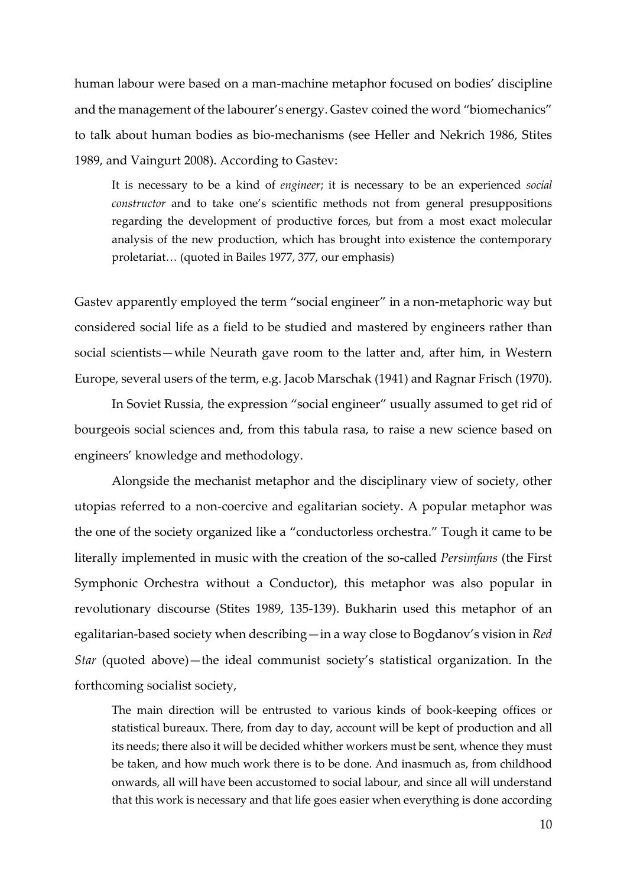human labour were based on a man-machine metaphor focused on bodies' discipline and the management of the labourer's energy. Gastev coined the word "biomechanics" to talk about human bodies as bio-mechanisms (see Heller and Nekrich 1986, Stites 1989, and Vaingurt 2008). According to Gastev:

> It is necessary to be a kind of *engineer*; it is necessary to be an experienced *social constructor* and to take one's scientific methods not from general presuppositions regarding the development of productive forces, but from a most exact molecular analysis of the new production, which has brought into existence the contemporary proletariat… (quoted in Bailes 1977, 377, our emphasis)

Gastev apparently employed the term "social engineer" in a non-metaphoric way but considered social life as a field to be studied and mastered by engineers rather than social scientists—while Neurath gave room to the latter and, after him, in Western Europe, several users of the term, e.g. Jacob Marschak (1941) and Ragnar Frisch (1970).

In Soviet Russia, the expression "social engineer" usually assumed to get rid of bourgeois social sciences and, from this tabula rasa, to raise a new science based on engineers' knowledge and methodology.

Alongside the mechanist metaphor and the disciplinary view of society, other utopias referred to a non-coercive and egalitarian society. A popular metaphor was the one of the society organized like a "conductorless orchestra." Tough it came to be literally implemented in music with the creation of the so-called *Persimfans* (the First Symphonic Orchestra without a Conductor), this metaphor was also popular in revolutionary discourse (Stites 1989, 135-139). Bukharin used this metaphor of an egalitarian-based society when describing—in a way close to Bogdanov's vision in *Red Star* (quoted above)—the ideal communist society's statistical organization. In the forthcoming socialist society,

> The main direction will be entrusted to various kinds of book-keeping offices or statistical bureaux. There, from day to day, account will be kept of production and all its needs; there also it will be decided whither workers must be sent, whence they must be taken, and how much work there is to be done. And inasmuch as, from childhood onwards, all will have been accustomed to social labour, and since all will understand that this work is necessary and that life goes easier when everything is done according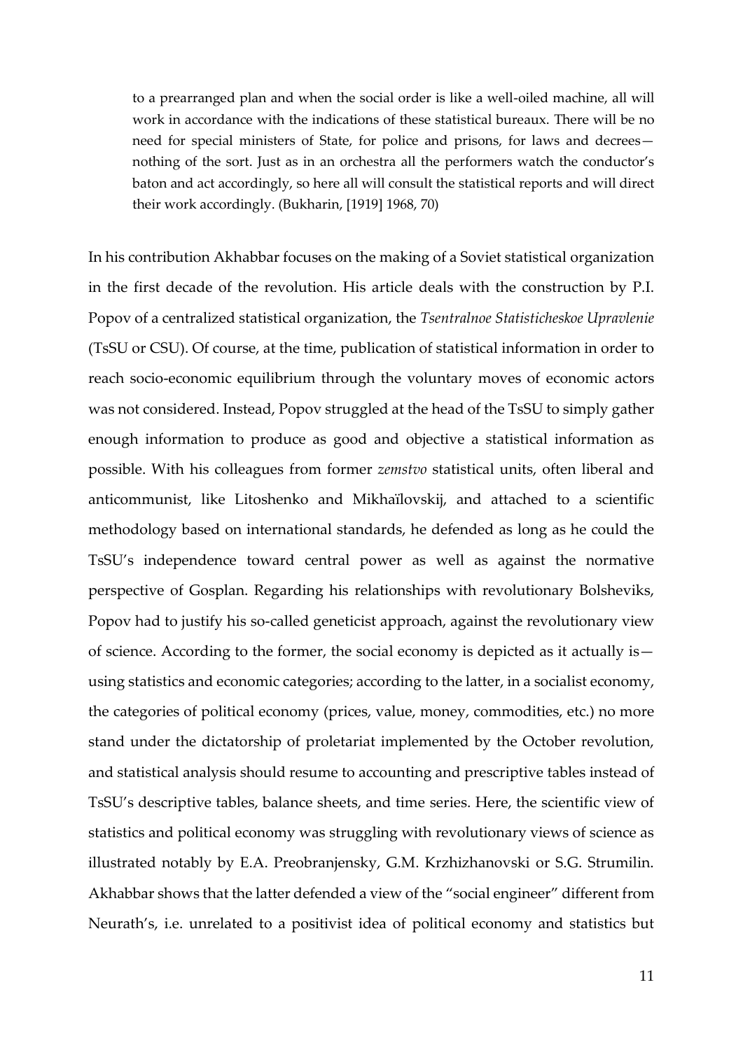> to a prearranged plan and when the social order is like a well-oiled machine, all will work in accordance with the indications of these statistical bureaux. There will be no need for special ministers of State, for police and prisons, for laws and decrees—nothing of the sort. Just as in an orchestra all the performers watch the conductor's baton and act accordingly, so here all will consult the statistical reports and will direct their work accordingly. (Bukharin, [1919] 1968, 70)

In his contribution Akhabbar focuses on the making of a Soviet statistical organization in the first decade of the revolution. His article deals with the construction by P.I. Popov of a centralized statistical organization, the *Tsentralnoe Statisticheskoe Upravlenie* (TsSU or CSU). Of course, at the time, publication of statistical information in order to reach socio-economic equilibrium through the voluntary moves of economic actors was not considered. Instead, Popov struggled at the head of the TsSU to simply gather enough information to produce as good and objective a statistical information as possible. With his colleagues from former *zemstvo* statistical units, often liberal and anticommunist, like Litoshenko and Mikhaïlovskij, and attached to a scientific methodology based on international standards, he defended as long as he could the TsSU's independence toward central power as well as against the normative perspective of Gosplan. Regarding his relationships with revolutionary Bolsheviks, Popov had to justify his so-called geneticist approach, against the revolutionary view of science. According to the former, the social economy is depicted as it actually is—using statistics and economic categories; according to the latter, in a socialist economy, the categories of political economy (prices, value, money, commodities, etc.) no more stand under the dictatorship of proletariat implemented by the October revolution, and statistical analysis should resume to accounting and prescriptive tables instead of TsSU's descriptive tables, balance sheets, and time series. Here, the scientific view of statistics and political economy was struggling with revolutionary views of science as illustrated notably by E.A. Preobranjensky, G.M. Krzhizhanovski or S.G. Strumilin. Akhabbar shows that the latter defended a view of the "social engineer" different from Neurath's, i.e. unrelated to a positivist idea of political economy and statistics but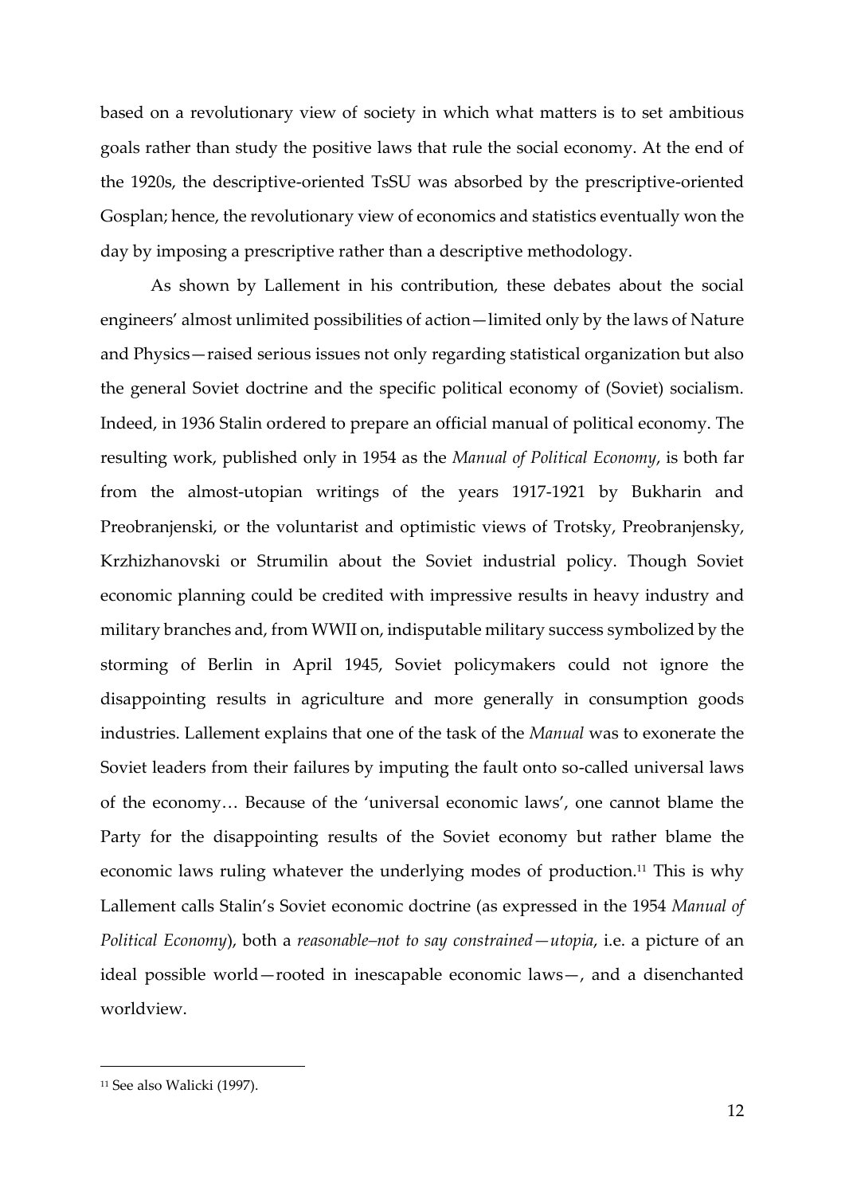based on a revolutionary view of society in which what matters is to set ambitious goals rather than study the positive laws that rule the social economy. At the end of the 1920s, the descriptive-oriented TsSU was absorbed by the prescriptive-oriented Gosplan; hence, the revolutionary view of economics and statistics eventually won the day by imposing a prescriptive rather than a descriptive methodology.

As shown by Lallement in his contribution, these debates about the social engineers' almost unlimited possibilities of action—limited only by the laws of Nature and Physics—raised serious issues not only regarding statistical organization but also the general Soviet doctrine and the specific political economy of (Soviet) socialism. Indeed, in 1936 Stalin ordered to prepare an official manual of political economy. The resulting work, published only in 1954 as the *Manual of Political Economy*, is both far from the almost-utopian writings of the years 1917-1921 by Bukharin and Preobranjenski, or the voluntarist and optimistic views of Trotsky, Preobranjensky, Krzhizhanovski or Strumilin about the Soviet industrial policy. Though Soviet economic planning could be credited with impressive results in heavy industry and military branches and, from WWII on, indisputable military success symbolized by the storming of Berlin in April 1945, Soviet policymakers could not ignore the disappointing results in agriculture and more generally in consumption goods industries. Lallement explains that one of the task of the *Manual* was to exonerate the Soviet leaders from their failures by imputing the fault onto so-called universal laws of the economy… Because of the 'universal economic laws', one cannot blame the Party for the disappointing results of the Soviet economy but rather blame the economic laws ruling whatever the underlying modes of production.[11] This is why Lallement calls Stalin's Soviet economic doctrine (as expressed in the 1954 *Manual of Political Economy*), both a *reasonable–not to say constrained—utopia*, i.e. a picture of an ideal possible world—rooted in inescapable economic laws—, and a disenchanted worldview.

[11] See also Walicki (1997).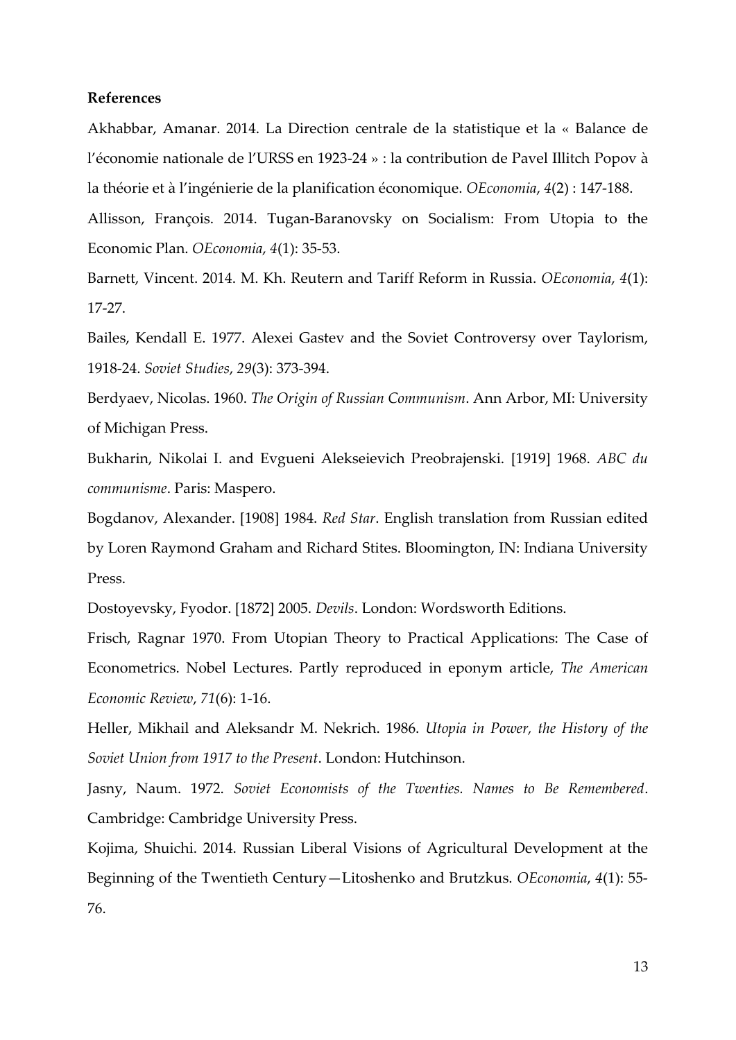**References**

Akhabbar, Amanar. 2014. La Direction centrale de la statistique et la « Balance de l'économie nationale de l'URSS en 1923-24 » : la contribution de Pavel Illitch Popov à la théorie et à l'ingénierie de la planification économique. *OEconomia*, *4*(2) : 147-188.

Allisson, François. 2014. Tugan-Baranovsky on Socialism: From Utopia to the Economic Plan. *OEconomia*, *4*(1): 35-53.

Barnett, Vincent. 2014. M. Kh. Reutern and Tariff Reform in Russia. *OEconomia*, *4*(1): 17-27.

Bailes, Kendall E. 1977. Alexei Gastev and the Soviet Controversy over Taylorism, 1918-24. *Soviet Studies*, *29*(3): 373-394.

Berdyaev, Nicolas. 1960. *The Origin of Russian Communism*. Ann Arbor, MI: University of Michigan Press.

Bukharin, Nikolai I. and Evgueni Alekseievich Preobrajenski. [1919] 1968. *ABC du communisme*. Paris: Maspero.

Bogdanov, Alexander. [1908] 1984. *Red Star*. English translation from Russian edited by Loren Raymond Graham and Richard Stites. Bloomington, IN: Indiana University Press.

Dostoyevsky, Fyodor. [1872] 2005. *Devils*. London: Wordsworth Editions.

Frisch, Ragnar 1970. From Utopian Theory to Practical Applications: The Case of Econometrics. Nobel Lectures. Partly reproduced in eponym article, *The American Economic Review*, *71*(6): 1-16.

Heller, Mikhail and Aleksandr M. Nekrich. 1986. *Utopia in Power, the History of the Soviet Union from 1917 to the Present*. London: Hutchinson.

Jasny, Naum. 1972. *Soviet Economists of the Twenties. Names to Be Remembered*. Cambridge: Cambridge University Press.

Kojima, Shuichi. 2014. Russian Liberal Visions of Agricultural Development at the Beginning of the Twentieth Century—Litoshenko and Brutzkus. *OEconomia*, *4*(1): 55-76.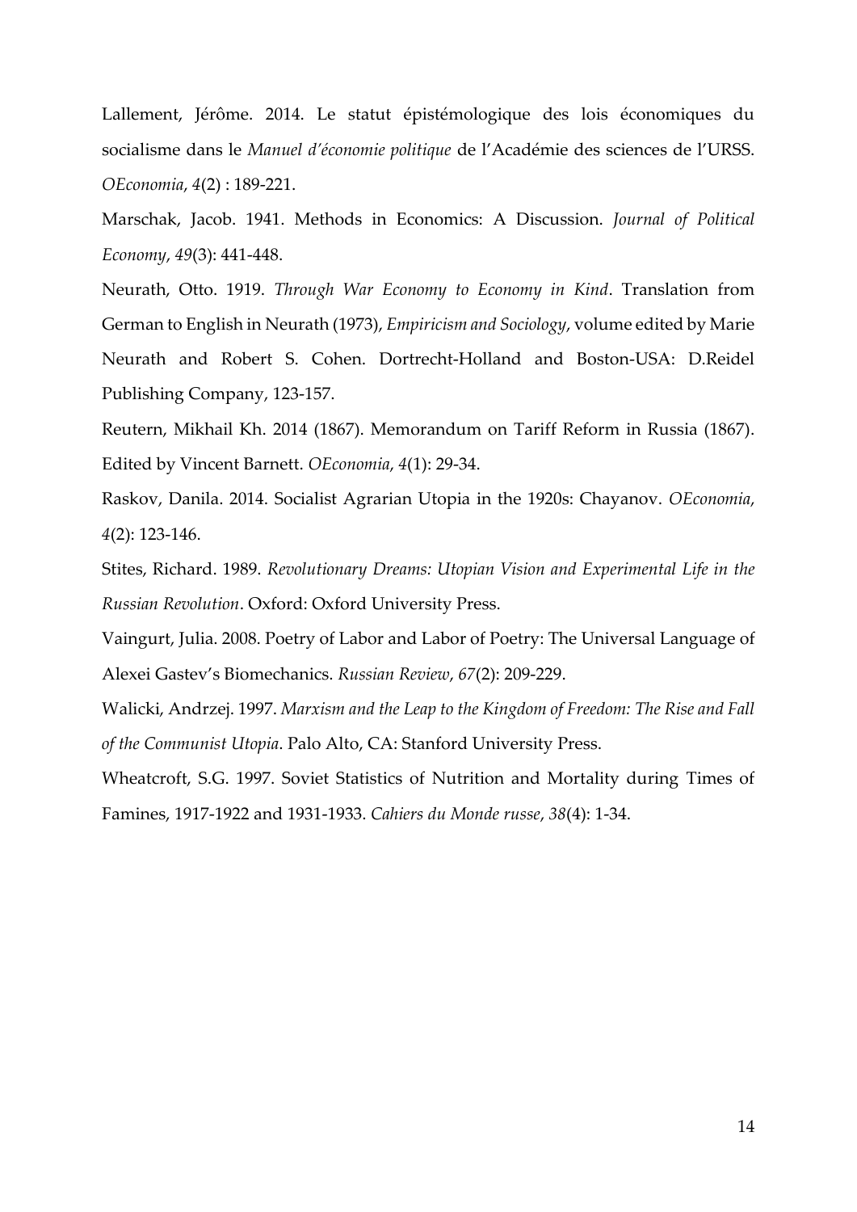Lallement, Jérôme. 2014. Le statut épistémologique des lois économiques du socialisme dans le *Manuel d'économie politique* de l'Académie des sciences de l'URSS. *OEconomia*, *4*(2) : 189-221.

Marschak, Jacob. 1941. Methods in Economics: A Discussion. *Journal of Political Economy*, *49*(3): 441-448.

Neurath, Otto. 1919. *Through War Economy to Economy in Kind*. Translation from German to English in Neurath (1973), *Empiricism and Sociology*, volume edited by Marie Neurath and Robert S. Cohen. Dortrecht-Holland and Boston-USA: D.Reidel Publishing Company, 123-157.

Reutern, Mikhail Kh. 2014 (1867). Memorandum on Tariff Reform in Russia (1867). Edited by Vincent Barnett. *OEconomia*, *4*(1): 29-34.

Raskov, Danila. 2014. Socialist Agrarian Utopia in the 1920s: Chayanov. *OEconomia*, *4*(2): 123-146.

Stites, Richard. 1989. *Revolutionary Dreams: Utopian Vision and Experimental Life in the Russian Revolution*. Oxford: Oxford University Press.

Vaingurt, Julia. 2008. Poetry of Labor and Labor of Poetry: The Universal Language of Alexei Gastev's Biomechanics. *Russian Review*, *67*(2): 209-229.

Walicki, Andrzej. 1997. *Marxism and the Leap to the Kingdom of Freedom: The Rise and Fall of the Communist Utopia*. Palo Alto, CA: Stanford University Press.

Wheatcroft, S.G. 1997. Soviet Statistics of Nutrition and Mortality during Times of Famines, 1917-1922 and 1931-1933. *Cahiers du Monde russe*, *38*(4): 1-34.